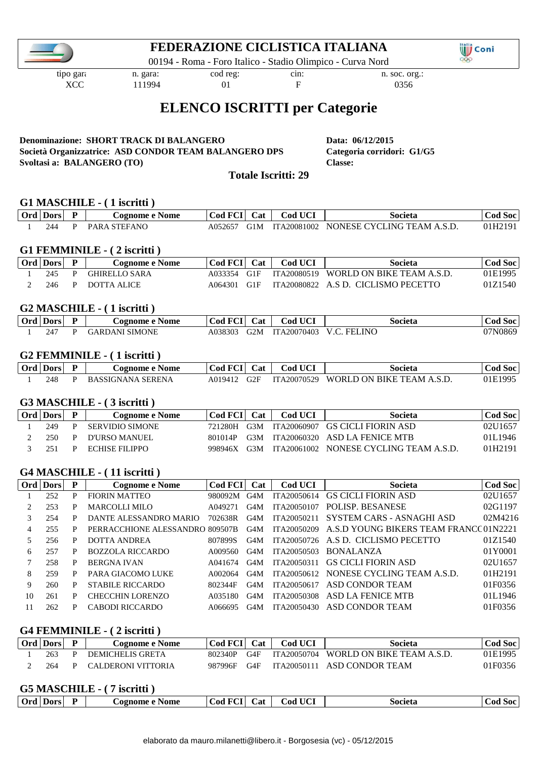# FEDERAZIONE CICLISTICA ITALIANA

00194 - Roma - Foro Italico - Stadio Olimpico - Curva Nord

| tipo gara | n. gara: | cod reg: | cin: | n. soc. org.: |
|---|---|---|---|---|
| XCC | 111994 | 01 | F | 0356 |

## ELENCO ISCRITTI per Categorie

**Denominazione: SHORT TRACK DI BALANGERO**
**Società Organizzatrice: ASD CONDOR TEAM BALANGERO DPS**
**Svoltasi a: BALANGERO (TO)**

**Data: 06/12/2015**
**Categoria corridori: G1/G5**
**Classe:**

**Totale Iscritti: 29**

### G1 MASCHILE - ( 1 iscritti )

| Ord | Dors | P | Cognome e Nome | Cod FCI | Cat | Cod UCI | Societa | Cod Soc |
|---|---|---|---|---|---|---|---|---|
| 1 | 244 | P | PARA STEFANO | A052657 | G1M | ITA20081002 | NONESE CYCLING TEAM A.S.D. | 01H2191 |

### G1 FEMMINILE - ( 2 iscritti )

| Ord | Dors | P | Cognome e Nome | Cod FCI | Cat | Cod UCI | Societa | Cod Soc |
|---|---|---|---|---|---|---|---|---|
| 1 | 245 | P | GHIRELLO SARA | A033354 | G1F | ITA20080519 | WORLD ON BIKE TEAM A.S.D. | 01E1995 |
| 2 | 246 | P | DOTTA ALICE | A064301 | G1F | ITA20080822 | A.S D. CICLISMO PECETTO | 01Z1540 |

### G2 MASCHILE - ( 1 iscritti )

| Ord | Dors | P | Cognome e Nome | Cod FCI | Cat | Cod UCI | Societa | Cod Soc |
|---|---|---|---|---|---|---|---|---|
| 1 | 247 | P | GARDANI SIMONE | A038303 | G2M | ITA20070403 | V.C. FELINO | 07N0869 |

### G2 FEMMINILE - ( 1 iscritti )

| Ord | Dors | P | Cognome e Nome | Cod FCI | Cat | Cod UCI | Societa | Cod Soc |
|---|---|---|---|---|---|---|---|---|
| 1 | 248 | P | BASSIGNANA SERENA | A019412 | G2F | ITA20070529 | WORLD ON BIKE TEAM A.S.D. | 01E1995 |

### G3 MASCHILE - ( 3 iscritti )

| Ord | Dors | P | Cognome e Nome | Cod FCI | Cat | Cod UCI | Societa | Cod Soc |
|---|---|---|---|---|---|---|---|---|
| 1 | 249 | P | SERVIDIO SIMONE | 721280H | G3M | ITA20060907 | GS CICLI FIORIN ASD | 02U1657 |
| 2 | 250 | P | D'URSO MANUEL | 801014P | G3M | ITA20060320 | ASD LA FENICE MTB | 01L1946 |
| 3 | 251 | P | ECHISE FILIPPO | 998946X | G3M | ITA20061002 | NONESE CYCLING TEAM A.S.D. | 01H2191 |

### G4 MASCHILE - ( 11 iscritti )

| Ord | Dors | P | Cognome e Nome | Cod FCI | Cat | Cod UCI | Societa | Cod Soc |
|---|---|---|---|---|---|---|---|---|
| 1 | 252 | P | FIORIN MATTEO | 980092M | G4M | ITA20050614 | GS CICLI FIORIN ASD | 02U1657 |
| 2 | 253 | P | MARCOLLI MILO | A049271 | G4M | ITA20050107 | POLISP. BESANESE | 02G1197 |
| 3 | 254 | P | DANTE ALESSANDRO MARIO | 702638R | G4M | ITA20050211 | SYSTEM CARS - ASNAGHI ASD | 02M4216 |
| 4 | 255 | P | PERRACCHIONE ALESSANDRO | 809507B | G4M | ITA20050209 | A.S.D YOUNG BIKERS TEAM FRANC | 01N2221 |
| 5 | 256 | P | DOTTA ANDREA | 807899S | G4M | ITA20050726 | A.S D. CICLISMO PECETTO | 01Z1540 |
| 6 | 257 | P | BOZZOLA RICCARDO | A009560 | G4M | ITA20050503 | BONALANZA | 01Y0001 |
| 7 | 258 | P | BERGNA IVAN | A041674 | G4M | ITA20050311 | GS CICLI FIORIN ASD | 02U1657 |
| 8 | 259 | P | PARA GIACOMO LUKE | A002064 | G4M | ITA20050612 | NONESE CYCLING TEAM A.S.D. | 01H2191 |
| 9 | 260 | P | STABILE RICCARDO | 802344F | G4M | ITA20050617 | ASD CONDOR TEAM | 01F0356 |
| 10 | 261 | P | CHECCHIN LORENZO | A035180 | G4M | ITA20050308 | ASD LA FENICE MTB | 01L1946 |
| 11 | 262 | P | CABODI RICCARDO | A066695 | G4M | ITA20050430 | ASD CONDOR TEAM | 01F0356 |

### G4 FEMMINILE - ( 2 iscritti )

| Ord | Dors | P | Cognome e Nome | Cod FCI | Cat | Cod UCI | Societa | Cod Soc |
|---|---|---|---|---|---|---|---|---|
| 1 | 263 | P | DEMICHELIS GRETA | 802340P | G4F | ITA20050704 | WORLD ON BIKE TEAM A.S.D. | 01E1995 |
| 2 | 264 | P | CALDERONI VITTORIA | 987996F | G4F | ITA20050111 | ASD CONDOR TEAM | 01F0356 |

### G5 MASCHILE - ( 7 iscritti )

| Ord | Dors | P | Cognome e Nome | Cod FCI | Cat | Cod UCI | Societa | Cod Soc |
|---|---|---|---|---|---|---|---|---|

elaborato da mauro.milanetti@libero.it - Borgosesia (vc) - 05/12/2015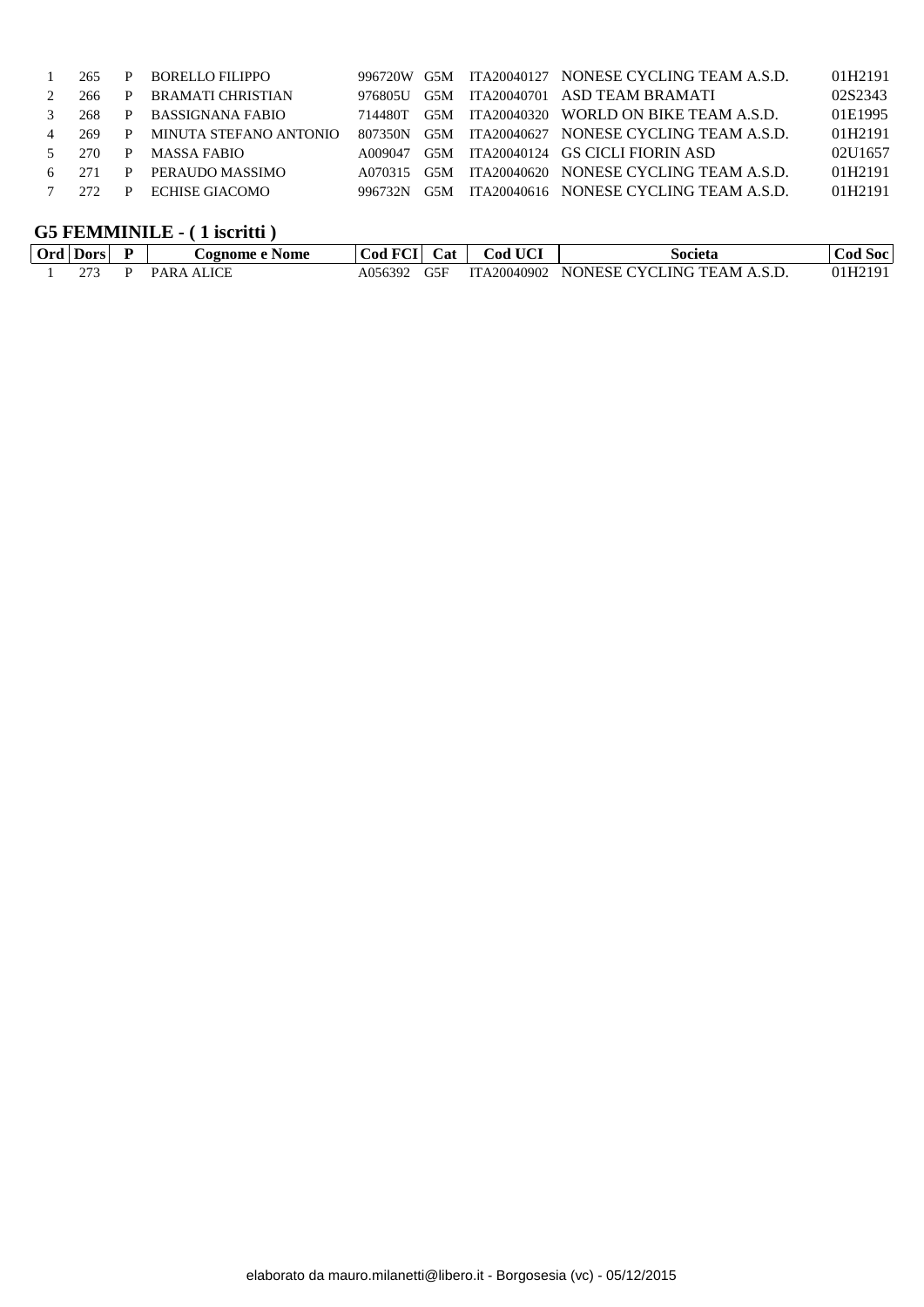| | | | | | | | | |
|---|---|---|---|---|---|---|---|---|
| 1 | 265 | P | BORELLO FILIPPO | 996720W | G5M | ITA20040127 | NONESE CYCLING TEAM A.S.D. | 01H2191 |
| 2 | 266 | P | BRAMATI CHRISTIAN | 976805U | G5M | ITA20040701 | ASD TEAM BRAMATI | 02S2343 |
| 3 | 268 | P | BASSIGNANA FABIO | 714480T | G5M | ITA20040320 | WORLD ON BIKE TEAM A.S.D. | 01E1995 |
| 4 | 269 | P | MINUTA STEFANO ANTONIO | 807350N | G5M | ITA20040627 | NONESE CYCLING TEAM A.S.D. | 01H2191 |
| 5 | 270 | P | MASSA FABIO | A009047 | G5M | ITA20040124 | GS CICLI FIORIN ASD | 02U1657 |
| 6 | 271 | P | PERAUDO MASSIMO | A070315 | G5M | ITA20040620 | NONESE CYCLING TEAM A.S.D. | 01H2191 |
| 7 | 272 | P | ECHISE GIACOMO | 996732N | G5M | ITA20040616 | NONESE CYCLING TEAM A.S.D. | 01H2191 |

## G5 FEMMINILE - ( 1 iscritti )

| Ord | Dors | P | Cognome e Nome | Cod FCI | Cat | Cod UCI | Societa | Cod Soc |
|---|---|---|---|---|---|---|---|---|
| 1 | 273 | P | PARA ALICE | A056392 | G5F | ITA20040902 | NONESE CYCLING TEAM A.S.D. | 01H2191 |

elaborato da mauro.milanetti@libero.it - Borgosesia (vc) - 05/12/2015